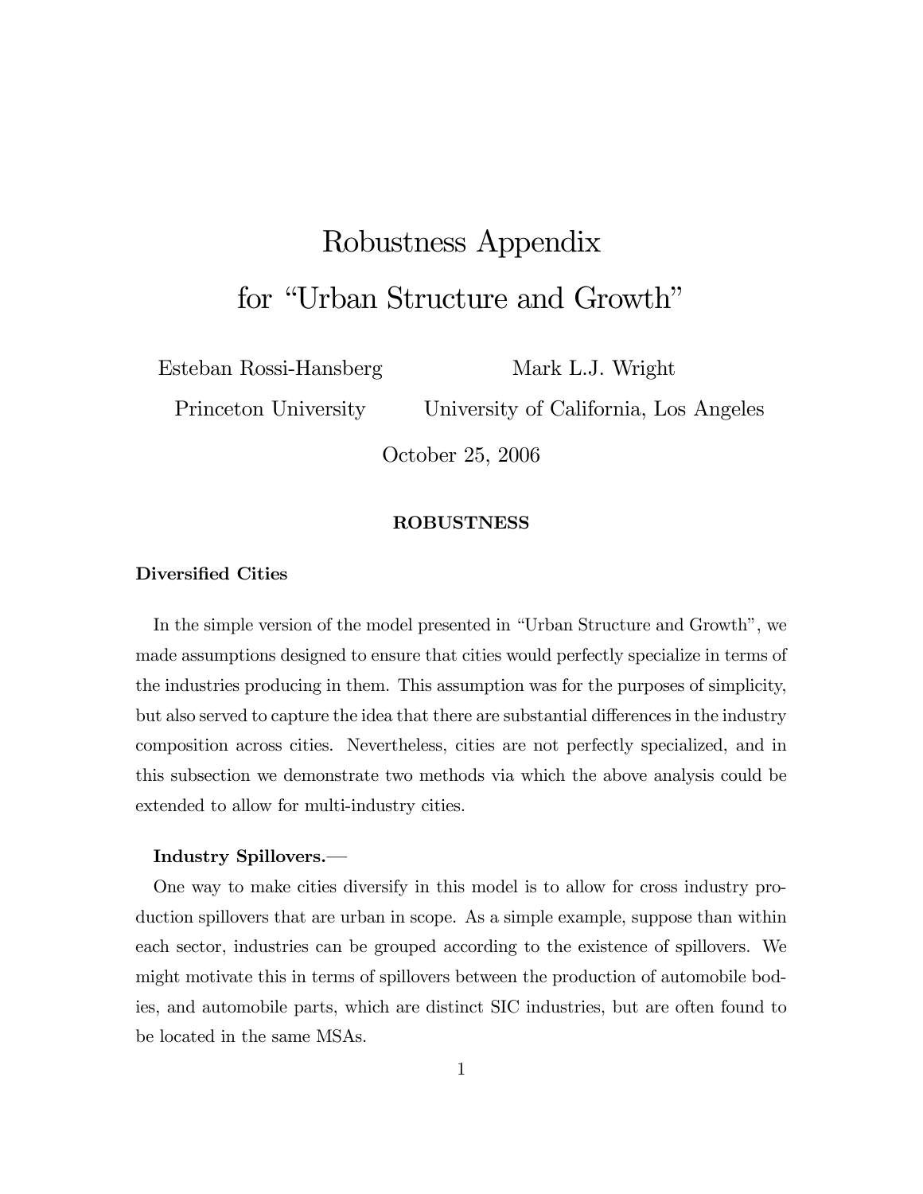# Robustness Appendix for "Urban Structure and Growth"

Esteban Rossi-Hansberg — Princeton University

Mark L.J. Wright — University of California, Los Angeles

October 25, 2006

## ROBUSTNESS

### Diversified Cities

In the simple version of the model presented in "Urban Structure and Growth", we made assumptions designed to ensure that cities would perfectly specialize in terms of the industries producing in them. This assumption was for the purposes of simplicity, but also served to capture the idea that there are substantial differences in the industry composition across cities. Nevertheless, cities are not perfectly specialized, and in this subsection we demonstrate two methods via which the above analysis could be extended to allow for multi-industry cities.

**Industry Spillovers.—**

One way to make cities diversify in this model is to allow for cross industry production spillovers that are urban in scope. As a simple example, suppose than within each sector, industries can be grouped according to the existence of spillovers. We might motivate this in terms of spillovers between the production of automobile bodies, and automobile parts, which are distinct SIC industries, but are often found to be located in the same MSAs.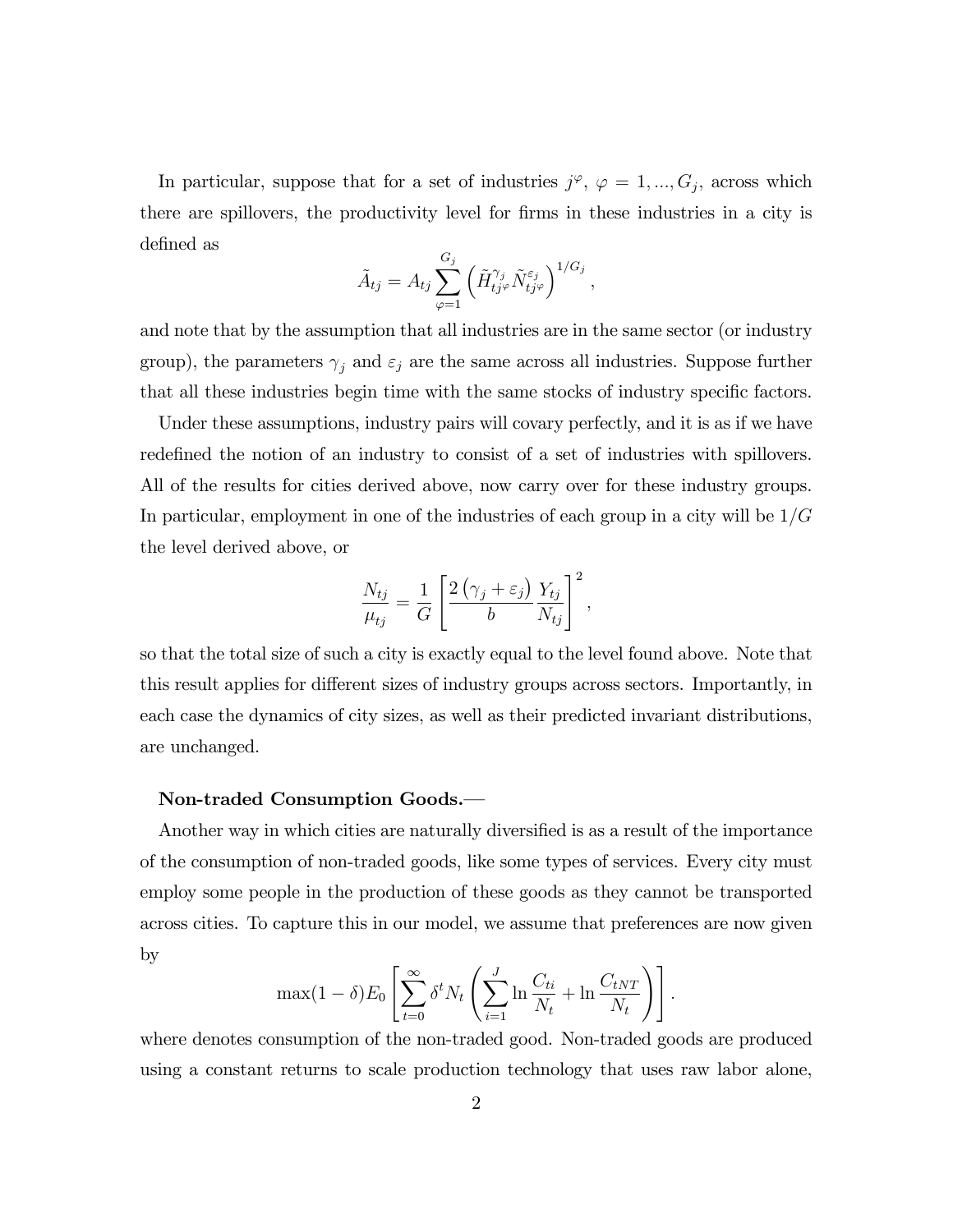In particular, suppose that for a set of industries $j^{\varphi}$, $\varphi = 1, ..., G_j$, across which there are spillovers, the productivity level for firms in these industries in a city is defined as

$$\tilde{A}_{tj} = A_{tj} \sum_{\varphi=1}^{G_j} \left( \tilde{H}_{tj^{\varphi}}^{\gamma_j} \tilde{N}_{tj^{\varphi}}^{\varepsilon_j} \right)^{1/G_j},$$

and note that by the assumption that all industries are in the same sector (or industry group), the parameters $\gamma_j$ and $\varepsilon_j$ are the same across all industries. Suppose further that all these industries begin time with the same stocks of industry specific factors.

Under these assumptions, industry pairs will covary perfectly, and it is as if we have redefined the notion of an industry to consist of a set of industries with spillovers. All of the results for cities derived above, now carry over for these industry groups. In particular, employment in one of the industries of each group in a city will be $1/G$ the level derived above, or

$$\frac{N_{tj}}{\mu_{tj}} = \frac{1}{G} \left[ \frac{2\left(\gamma_j + \varepsilon_j\right)}{b} \frac{Y_{tj}}{N_{tj}} \right]^2,$$

so that the total size of such a city is exactly equal to the level found above. Note that this result applies for different sizes of industry groups across sectors. Importantly, in each case the dynamics of city sizes, as well as their predicted invariant distributions, are unchanged.

**Non-traded Consumption Goods.—**

Another way in which cities are naturally diversified is as a result of the importance of the consumption of non-traded goods, like some types of services. Every city must employ some people in the production of these goods as they cannot be transported across cities. To capture this in our model, we assume that preferences are now given by

$$\max(1-\delta)E_0 \left[ \sum_{t=0}^{\infty} \delta^t N_t \left( \sum_{i=1}^{J} \ln \frac{C_{ti}}{N_t} + \ln \frac{C_{tNT}}{N_t} \right) \right].$$

where denotes consumption of the non-traded good. Non-traded goods are produced using a constant returns to scale production technology that uses raw labor alone,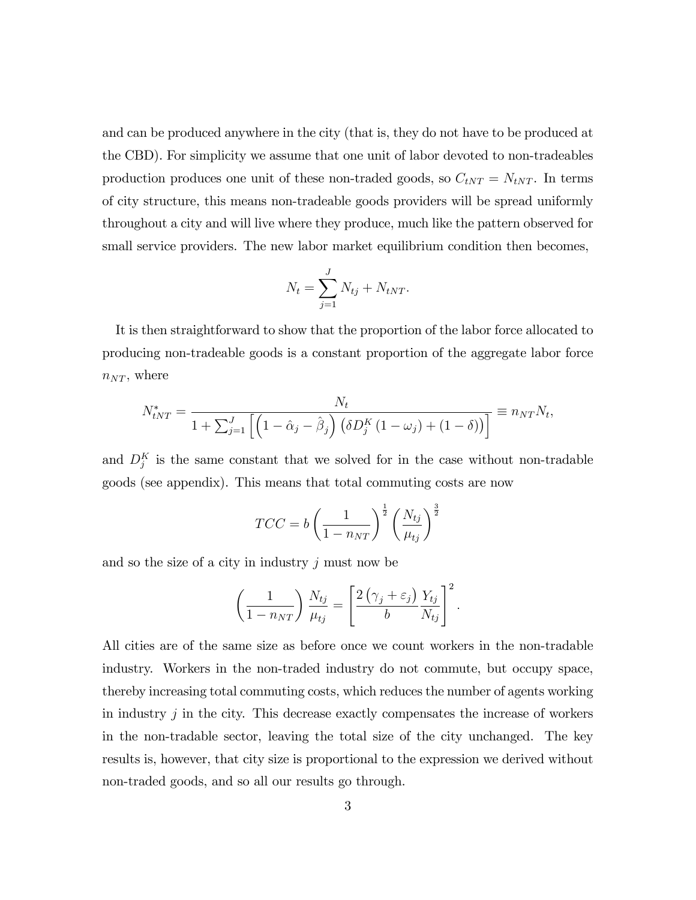and can be produced anywhere in the city (that is, they do not have to be produced at the CBD). For simplicity we assume that one unit of labor devoted to non-tradeables production produces one unit of these non-traded goods, so $C_{tNT} = N_{tNT}$. In terms of city structure, this means non-tradeable goods providers will be spread uniformly throughout a city and will live where they produce, much like the pattern observed for small service providers. The new labor market equilibrium condition then becomes,

$$N_t = \sum_{j=1}^{J} N_{tj} + N_{tNT}.$$

It is then straightforward to show that the proportion of the labor force allocated to producing non-tradeable goods is a constant proportion of the aggregate labor force $n_{NT}$, where

$$N_{tNT}^{*} = \frac{N_t}{1 + \sum_{j=1}^{J} \left[ \left(1 - \hat{\alpha}_j - \hat{\beta}_j\right) \left(\delta D_j^K \left(1 - \omega_j\right) + (1 - \delta)\right) \right]} \equiv n_{NT} N_t,$$

and $D_j^K$ is the same constant that we solved for in the case without non-tradable goods (see appendix). This means that total commuting costs are now

$$TCC = b \left( \frac{1}{1 - n_{NT}} \right)^{\frac{1}{2}} \left( \frac{N_{tj}}{\mu_{tj}} \right)^{\frac{3}{2}}$$

and so the size of a city in industry $j$ must now be

$$\left( \frac{1}{1 - n_{NT}} \right) \frac{N_{tj}}{\mu_{tj}} = \left[ \frac{2\left(\gamma_j + \varepsilon_j\right)}{b} \frac{Y_{tj}}{N_{tj}} \right]^2.$$

All cities are of the same size as before once we count workers in the non-tradable industry. Workers in the non-traded industry do not commute, but occupy space, thereby increasing total commuting costs, which reduces the number of agents working in industry $j$ in the city. This decrease exactly compensates the increase of workers in the non-tradable sector, leaving the total size of the city unchanged. The key results is, however, that city size is proportional to the expression we derived without non-traded goods, and so all our results go through.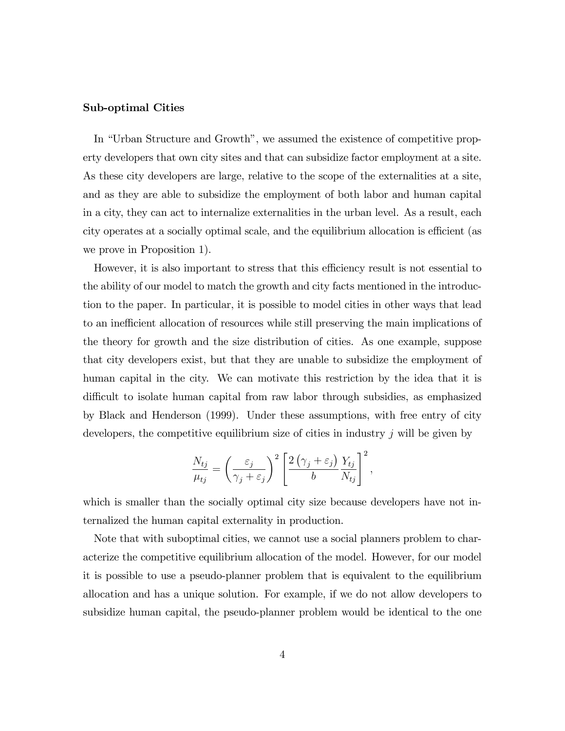**Sub-optimal Cities**

In "Urban Structure and Growth", we assumed the existence of competitive property developers that own city sites and that can subsidize factor employment at a site. As these city developers are large, relative to the scope of the externalities at a site, and as they are able to subsidize the employment of both labor and human capital in a city, they can act to internalize externalities in the urban level. As a result, each city operates at a socially optimal scale, and the equilibrium allocation is efficient (as we prove in Proposition 1).

However, it is also important to stress that this efficiency result is not essential to the ability of our model to match the growth and city facts mentioned in the introduction to the paper. In particular, it is possible to model cities in other ways that lead to an inefficient allocation of resources while still preserving the main implications of the theory for growth and the size distribution of cities. As one example, suppose that city developers exist, but that they are unable to subsidize the employment of human capital in the city. We can motivate this restriction by the idea that it is difficult to isolate human capital from raw labor through subsidies, as emphasized by Black and Henderson (1999). Under these assumptions, with free entry of city developers, the competitive equilibrium size of cities in industry $j$ will be given by

$$\frac{N_{tj}}{\mu_{tj}} = \left(\frac{\varepsilon_j}{\gamma_j + \varepsilon_j}\right)^2 \left[\frac{2\left(\gamma_j + \varepsilon_j\right)}{b} \frac{Y_{tj}}{N_{tj}}\right]^2,$$

which is smaller than the socially optimal city size because developers have not internalized the human capital externality in production.

Note that with suboptimal cities, we cannot use a social planners problem to characterize the competitive equilibrium allocation of the model. However, for our model it is possible to use a pseudo-planner problem that is equivalent to the equilibrium allocation and has a unique solution. For example, if we do not allow developers to subsidize human capital, the pseudo-planner problem would be identical to the one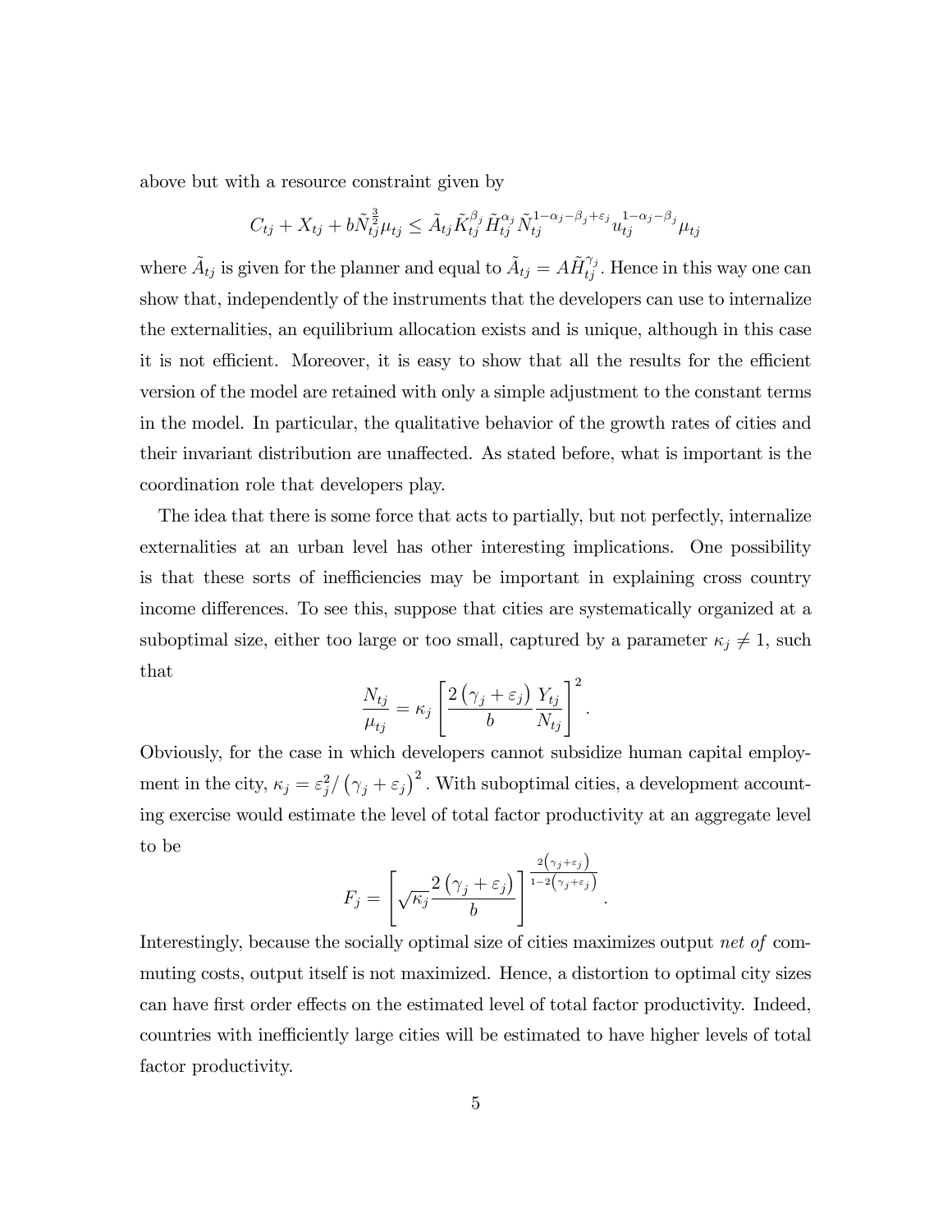above but with a resource constraint given by

$$C_{tj} + X_{tj} + b\tilde{N}_{tj}^{\frac{3}{2}}\mu_{tj} \leq \tilde{A}_{tj}\tilde{K}_{tj}^{\beta_j}\tilde{H}_{tj}^{\alpha_j}\tilde{N}_{tj}^{1-\alpha_j-\beta_j+\varepsilon_j}u_{tj}^{1-\alpha_j-\beta_j}\mu_{tj}$$

where $\tilde{A}_{tj}$ is given for the planner and equal to $\tilde{A}_{tj} = A\tilde{H}_{tj}^{\gamma_j}$. Hence in this way one can show that, independently of the instruments that the developers can use to internalize the externalities, an equilibrium allocation exists and is unique, although in this case it is not efficient. Moreover, it is easy to show that all the results for the efficient version of the model are retained with only a simple adjustment to the constant terms in the model. In particular, the qualitative behavior of the growth rates of cities and their invariant distribution are unaffected. As stated before, what is important is the coordination role that developers play.

The idea that there is some force that acts to partially, but not perfectly, internalize externalities at an urban level has other interesting implications. One possibility is that these sorts of inefficiencies may be important in explaining cross country income differences. To see this, suppose that cities are systematically organized at a suboptimal size, either too large or too small, captured by a parameter $\kappa_j \neq 1$, such that

$$\frac{N_{tj}}{\mu_{tj}} = \kappa_j \left[\frac{2\left(\gamma_j + \varepsilon_j\right)}{b}\frac{Y_{tj}}{N_{tj}}\right]^2.$$

Obviously, for the case in which developers cannot subsidize human capital employment in the city, $\kappa_j = \varepsilon_j^2 / \left(\gamma_j + \varepsilon_j\right)^2$. With suboptimal cities, a development accounting exercise would estimate the level of total factor productivity at an aggregate level to be

$$F_j = \left[\sqrt{\kappa_j}\frac{2\left(\gamma_j + \varepsilon_j\right)}{b}\right]^{\frac{2\left(\gamma_j+\varepsilon_j\right)}{1-2\left(\gamma_j+\varepsilon_j\right)}}.$$

Interestingly, because the socially optimal size of cities maximizes output *net of* commuting costs, output itself is not maximized. Hence, a distortion to optimal city sizes can have first order effects on the estimated level of total factor productivity. Indeed, countries with inefficiently large cities will be estimated to have higher levels of total factor productivity.